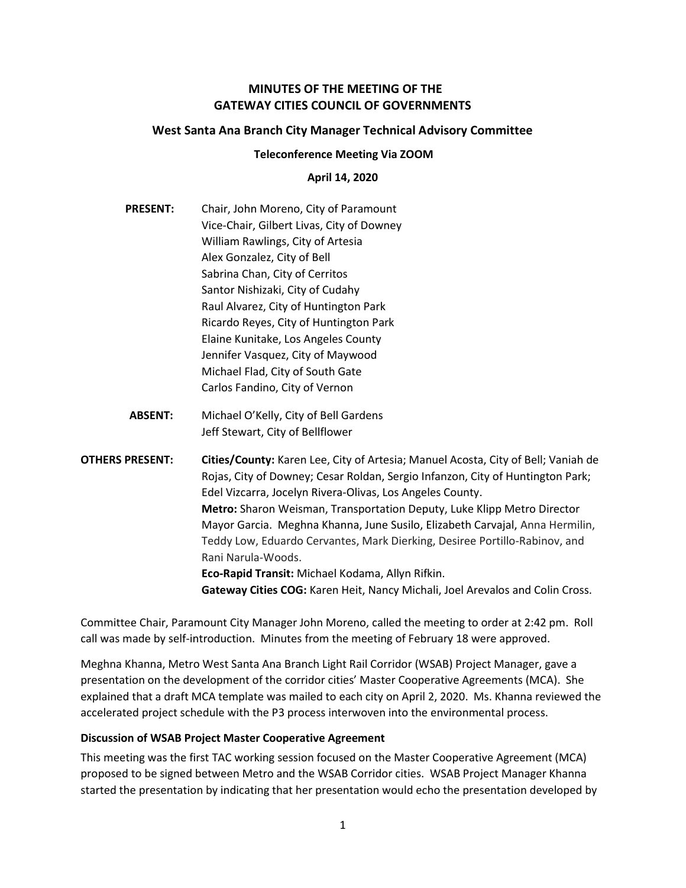# MINUTES OF THE MEETING OF THE GATEWAY CITIES COUNCIL OF GOVERNMENTS

## West Santa Ana Branch City Manager Technical Advisory Committee

### Teleconference Meeting Via ZOOM

### April 14, 2020

**PRESENT:**
Chair, John Moreno, City of Paramount
Vice-Chair, Gilbert Livas, City of Downey
William Rawlings, City of Artesia
Alex Gonzalez, City of Bell
Sabrina Chan, City of Cerritos
Santor Nishizaki, City of Cudahy
Raul Alvarez, City of Huntington Park
Ricardo Reyes, City of Huntington Park
Elaine Kunitake, Los Angeles County
Jennifer Vasquez, City of Maywood
Michael Flad, City of South Gate
Carlos Fandino, City of Vernon

**ABSENT:**
Michael O'Kelly, City of Bell Gardens
Jeff Stewart, City of Bellflower

**OTHERS PRESENT:**
**Cities/County:** Karen Lee, City of Artesia; Manuel Acosta, City of Bell; Vaniah de Rojas, City of Downey; Cesar Roldan, Sergio Infanzon, City of Huntington Park; Edel Vizcarra, Jocelyn Rivera-Olivas, Los Angeles County.
**Metro:** Sharon Weisman, Transportation Deputy, Luke Klipp Metro Director Mayor Garcia. Meghna Khanna, June Susilo, Elizabeth Carvajal, Anna Hermilin, Teddy Low, Eduardo Cervantes, Mark Dierking, Desiree Portillo-Rabinov, and Rani Narula-Woods.
**Eco-Rapid Transit:** Michael Kodama, Allyn Rifkin.
**Gateway Cities COG:** Karen Heit, Nancy Michali, Joel Arevalos and Colin Cross.

Committee Chair, Paramount City Manager John Moreno, called the meeting to order at 2:42 pm. Roll call was made by self-introduction. Minutes from the meeting of February 18 were approved.

Meghna Khanna, Metro West Santa Ana Branch Light Rail Corridor (WSAB) Project Manager, gave a presentation on the development of the corridor cities' Master Cooperative Agreements (MCA). She explained that a draft MCA template was mailed to each city on April 2, 2020. Ms. Khanna reviewed the accelerated project schedule with the P3 process interwoven into the environmental process.

**Discussion of WSAB Project Master Cooperative Agreement**

This meeting was the first TAC working session focused on the Master Cooperative Agreement (MCA) proposed to be signed between Metro and the WSAB Corridor cities. WSAB Project Manager Khanna started the presentation by indicating that her presentation would echo the presentation developed by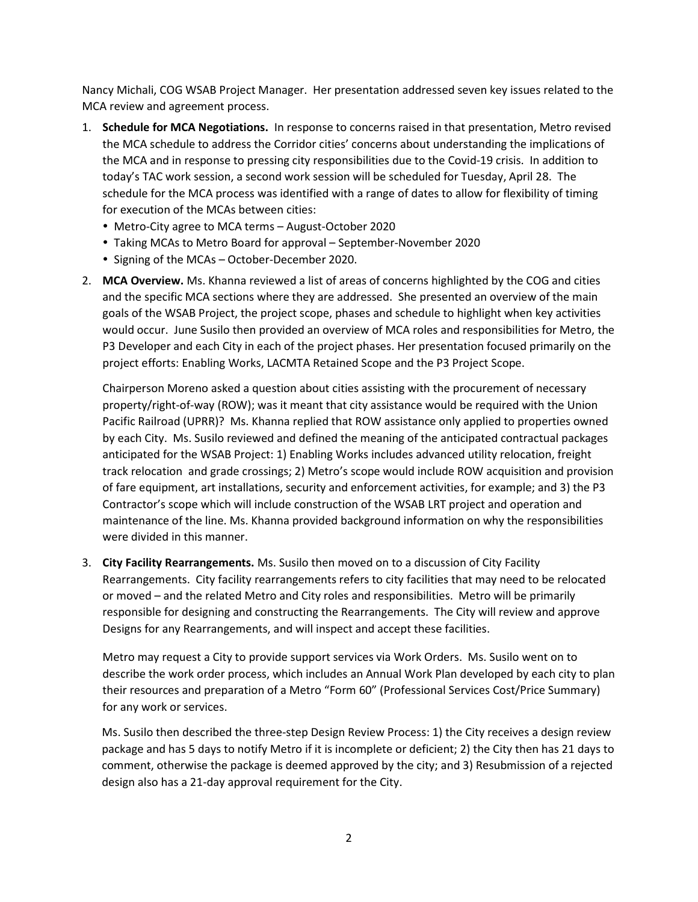Nancy Michali, COG WSAB Project Manager. Her presentation addressed seven key issues related to the MCA review and agreement process.

1. **Schedule for MCA Negotiations.** In response to concerns raised in that presentation, Metro revised the MCA schedule to address the Corridor cities' concerns about understanding the implications of the MCA and in response to pressing city responsibilities due to the Covid-19 crisis. In addition to today's TAC work session, a second work session will be scheduled for Tuesday, April 28. The schedule for the MCA process was identified with a range of dates to allow for flexibility of timing for execution of the MCAs between cities:
   - Metro-City agree to MCA terms – August-October 2020
   - Taking MCAs to Metro Board for approval – September-November 2020
   - Signing of the MCAs – October-December 2020.

2. **MCA Overview.** Ms. Khanna reviewed a list of areas of concerns highlighted by the COG and cities and the specific MCA sections where they are addressed. She presented an overview of the main goals of the WSAB Project, the project scope, phases and schedule to highlight when key activities would occur. June Susilo then provided an overview of MCA roles and responsibilities for Metro, the P3 Developer and each City in each of the project phases. Her presentation focused primarily on the project efforts: Enabling Works, LACMTA Retained Scope and the P3 Project Scope.

   Chairperson Moreno asked a question about cities assisting with the procurement of necessary property/right-of-way (ROW); was it meant that city assistance would be required with the Union Pacific Railroad (UPRR)? Ms. Khanna replied that ROW assistance only applied to properties owned by each City. Ms. Susilo reviewed and defined the meaning of the anticipated contractual packages anticipated for the WSAB Project: 1) Enabling Works includes advanced utility relocation, freight track relocation and grade crossings; 2) Metro's scope would include ROW acquisition and provision of fare equipment, art installations, security and enforcement activities, for example; and 3) the P3 Contractor's scope which will include construction of the WSAB LRT project and operation and maintenance of the line. Ms. Khanna provided background information on why the responsibilities were divided in this manner.

3. **City Facility Rearrangements.** Ms. Susilo then moved on to a discussion of City Facility Rearrangements. City facility rearrangements refers to city facilities that may need to be relocated or moved – and the related Metro and City roles and responsibilities. Metro will be primarily responsible for designing and constructing the Rearrangements. The City will review and approve Designs for any Rearrangements, and will inspect and accept these facilities.

   Metro may request a City to provide support services via Work Orders. Ms. Susilo went on to describe the work order process, which includes an Annual Work Plan developed by each city to plan their resources and preparation of a Metro "Form 60" (Professional Services Cost/Price Summary) for any work or services.

   Ms. Susilo then described the three-step Design Review Process: 1) the City receives a design review package and has 5 days to notify Metro if it is incomplete or deficient; 2) the City then has 21 days to comment, otherwise the package is deemed approved by the city; and 3) Resubmission of a rejected design also has a 21-day approval requirement for the City.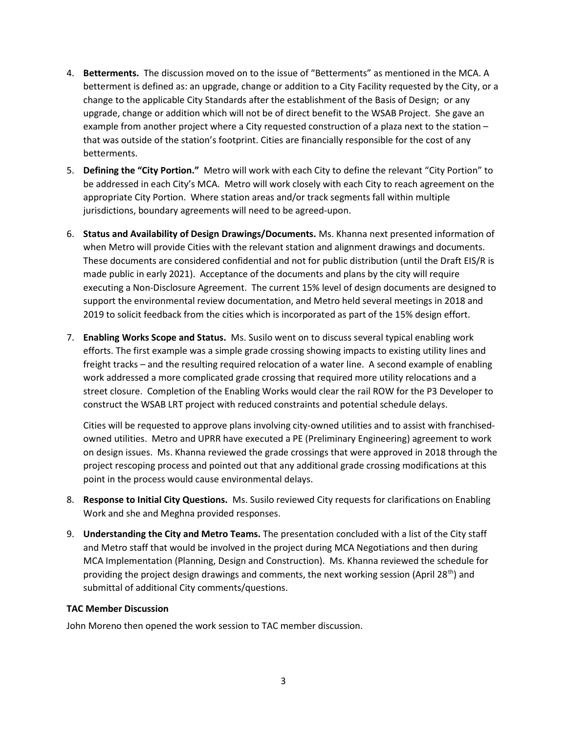4. **Betterments.** The discussion moved on to the issue of "Betterments" as mentioned in the MCA. A betterment is defined as: an upgrade, change or addition to a City Facility requested by the City, or a change to the applicable City Standards after the establishment of the Basis of Design; or any upgrade, change or addition which will not be of direct benefit to the WSAB Project. She gave an example from another project where a City requested construction of a plaza next to the station – that was outside of the station's footprint. Cities are financially responsible for the cost of any betterments.

5. **Defining the "City Portion."** Metro will work with each City to define the relevant "City Portion" to be addressed in each City's MCA. Metro will work closely with each City to reach agreement on the appropriate City Portion. Where station areas and/or track segments fall within multiple jurisdictions, boundary agreements will need to be agreed-upon.

6. **Status and Availability of Design Drawings/Documents.** Ms. Khanna next presented information of when Metro will provide Cities with the relevant station and alignment drawings and documents. These documents are considered confidential and not for public distribution (until the Draft EIS/R is made public in early 2021). Acceptance of the documents and plans by the city will require executing a Non-Disclosure Agreement. The current 15% level of design documents are designed to support the environmental review documentation, and Metro held several meetings in 2018 and 2019 to solicit feedback from the cities which is incorporated as part of the 15% design effort.

7. **Enabling Works Scope and Status.** Ms. Susilo went on to discuss several typical enabling work efforts. The first example was a simple grade crossing showing impacts to existing utility lines and freight tracks – and the resulting required relocation of a water line. A second example of enabling work addressed a more complicated grade crossing that required more utility relocations and a street closure. Completion of the Enabling Works would clear the rail ROW for the P3 Developer to construct the WSAB LRT project with reduced constraints and potential schedule delays.

   Cities will be requested to approve plans involving city-owned utilities and to assist with franchised-owned utilities. Metro and UPRR have executed a PE (Preliminary Engineering) agreement to work on design issues. Ms. Khanna reviewed the grade crossings that were approved in 2018 through the project rescoping process and pointed out that any additional grade crossing modifications at this point in the process would cause environmental delays.

8. **Response to Initial City Questions.** Ms. Susilo reviewed City requests for clarifications on Enabling Work and she and Meghna provided responses.

9. **Understanding the City and Metro Teams.** The presentation concluded with a list of the City staff and Metro staff that would be involved in the project during MCA Negotiations and then during MCA Implementation (Planning, Design and Construction). Ms. Khanna reviewed the schedule for providing the project design drawings and comments, the next working session (April 28th) and submittal of additional City comments/questions.

**TAC Member Discussion**

John Moreno then opened the work session to TAC member discussion.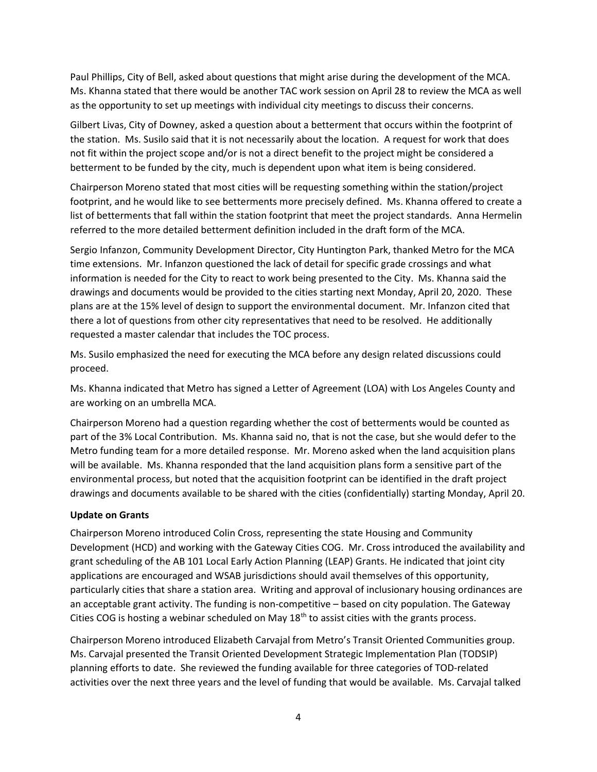Paul Phillips, City of Bell, asked about questions that might arise during the development of the MCA. Ms. Khanna stated that there would be another TAC work session on April 28 to review the MCA as well as the opportunity to set up meetings with individual city meetings to discuss their concerns.

Gilbert Livas, City of Downey, asked a question about a betterment that occurs within the footprint of the station. Ms. Susilo said that it is not necessarily about the location. A request for work that does not fit within the project scope and/or is not a direct benefit to the project might be considered a betterment to be funded by the city, much is dependent upon what item is being considered.

Chairperson Moreno stated that most cities will be requesting something within the station/project footprint, and he would like to see betterments more precisely defined. Ms. Khanna offered to create a list of betterments that fall within the station footprint that meet the project standards. Anna Hermelin referred to the more detailed betterment definition included in the draft form of the MCA.

Sergio Infanzon, Community Development Director, City Huntington Park, thanked Metro for the MCA time extensions. Mr. Infanzon questioned the lack of detail for specific grade crossings and what information is needed for the City to react to work being presented to the City. Ms. Khanna said the drawings and documents would be provided to the cities starting next Monday, April 20, 2020. These plans are at the 15% level of design to support the environmental document. Mr. Infanzon cited that there a lot of questions from other city representatives that need to be resolved. He additionally requested a master calendar that includes the TOC process.

Ms. Susilo emphasized the need for executing the MCA before any design related discussions could proceed.

Ms. Khanna indicated that Metro has signed a Letter of Agreement (LOA) with Los Angeles County and are working on an umbrella MCA.

Chairperson Moreno had a question regarding whether the cost of betterments would be counted as part of the 3% Local Contribution. Ms. Khanna said no, that is not the case, but she would defer to the Metro funding team for a more detailed response. Mr. Moreno asked when the land acquisition plans will be available. Ms. Khanna responded that the land acquisition plans form a sensitive part of the environmental process, but noted that the acquisition footprint can be identified in the draft project drawings and documents available to be shared with the cities (confidentially) starting Monday, April 20.

**Update on Grants**

Chairperson Moreno introduced Colin Cross, representing the state Housing and Community Development (HCD) and working with the Gateway Cities COG. Mr. Cross introduced the availability and grant scheduling of the AB 101 Local Early Action Planning (LEAP) Grants. He indicated that joint city applications are encouraged and WSAB jurisdictions should avail themselves of this opportunity, particularly cities that share a station area. Writing and approval of inclusionary housing ordinances are an acceptable grant activity. The funding is non-competitive – based on city population. The Gateway Cities COG is hosting a webinar scheduled on May 18th to assist cities with the grants process.

Chairperson Moreno introduced Elizabeth Carvajal from Metro's Transit Oriented Communities group. Ms. Carvajal presented the Transit Oriented Development Strategic Implementation Plan (TODSIP) planning efforts to date. She reviewed the funding available for three categories of TOD-related activities over the next three years and the level of funding that would be available. Ms. Carvajal talked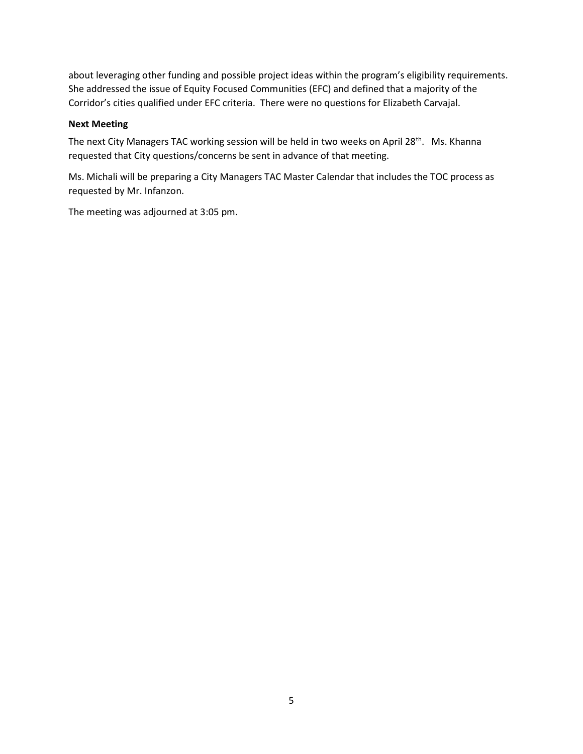about leveraging other funding and possible project ideas within the program's eligibility requirements. She addressed the issue of Equity Focused Communities (EFC) and defined that a majority of the Corridor's cities qualified under EFC criteria. There were no questions for Elizabeth Carvajal.

**Next Meeting**

The next City Managers TAC working session will be held in two weeks on April 28th. Ms. Khanna requested that City questions/concerns be sent in advance of that meeting.

Ms. Michali will be preparing a City Managers TAC Master Calendar that includes the TOC process as requested by Mr. Infanzon.

The meeting was adjourned at 3:05 pm.